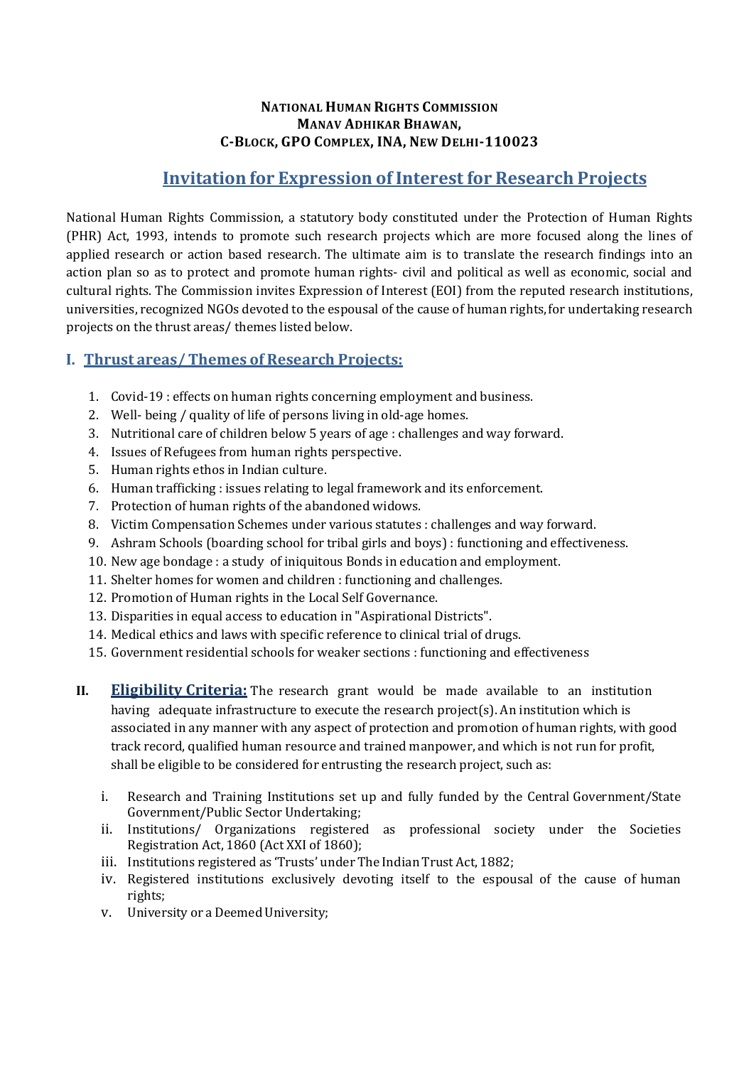**NATIONAL HUMAN RIGHTS COMMISSION**
**MANAV ADHIKAR BHAWAN,**
**C-BLOCK, GPO COMPLEX, INA, NEW DELHI-110023**

# Invitation for Expression of Interest for Research Projects

National Human Rights Commission, a statutory body constituted under the Protection of Human Rights (PHR) Act, 1993, intends to promote such research projects which are more focused along the lines of applied research or action based research. The ultimate aim is to translate the research findings into an action plan so as to protect and promote human rights- civil and political as well as economic, social and cultural rights. The Commission invites Expression of Interest (EOI) from the reputed research institutions, universities, recognized NGOs devoted to the espousal of the cause of human rights, for undertaking research projects on the thrust areas/ themes listed below.

## I. Thrust areas / Themes of Research Projects:

1. Covid-19 : effects on human rights concerning employment and business.
2. Well- being / quality of life of persons living in old-age homes.
3. Nutritional care of children below 5 years of age : challenges and way forward.
4. Issues of Refugees from human rights perspective.
5. Human rights ethos in Indian culture.
6. Human trafficking : issues relating to legal framework and its enforcement.
7. Protection of human rights of the abandoned widows.
8. Victim Compensation Schemes under various statutes : challenges and way forward.
9. Ashram Schools (boarding school for tribal girls and boys) : functioning and effectiveness.
10. New age bondage : a study of iniquitous Bonds in education and employment.
11. Shelter homes for women and children : functioning and challenges.
12. Promotion of Human rights in the Local Self Governance.
13. Disparities in equal access to education in "Aspirational Districts".
14. Medical ethics and laws with specific reference to clinical trial of drugs.
15. Government residential schools for weaker sections : functioning and effectiveness

## II. Eligibility Criteria:

The research grant would be made available to an institution having adequate infrastructure to execute the research project(s). An institution which is associated in any manner with any aspect of protection and promotion of human rights, with good track record, qualified human resource and trained manpower, and which is not run for profit, shall be eligible to be considered for entrusting the research project, such as:

i. Research and Training Institutions set up and fully funded by the Central Government/State Government/Public Sector Undertaking;
ii. Institutions/ Organizations registered as professional society under the Societies Registration Act, 1860 (Act XXI of 1860);
iii. Institutions registered as 'Trusts' under The Indian Trust Act, 1882;
iv. Registered institutions exclusively devoting itself to the espousal of the cause of human rights;
v. University or a Deemed University;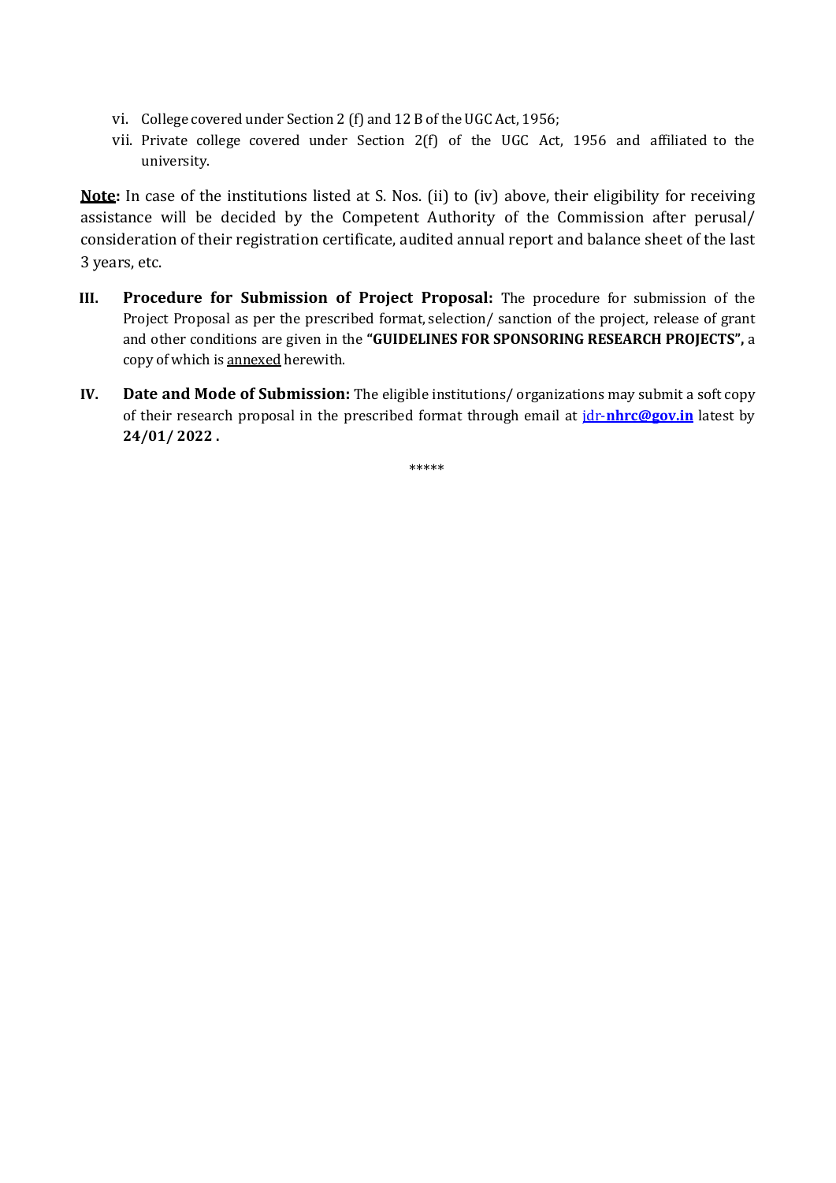vi. College covered under Section 2 (f) and 12 B of the UGC Act, 1956;

vii. Private college covered under Section 2(f) of the UGC Act, 1956 and affiliated to the university.

**Note:** In case of the institutions listed at S. Nos. (ii) to (iv) above, their eligibility for receiving assistance will be decided by the Competent Authority of the Commission after perusal/ consideration of their registration certificate, audited annual report and balance sheet of the last 3 years, etc.

**III.** **Procedure for Submission of Project Proposal:** The procedure for submission of the Project Proposal as per the prescribed format, selection/ sanction of the project, release of grant and other conditions are given in the **"GUIDELINES FOR SPONSORING RESEARCH PROJECTS",** a copy of which is annexed herewith.

**IV.** **Date and Mode of Submission:** The eligible institutions/ organizations may submit a soft copy of their research proposal in the prescribed format through email at jdr-**nhrc@gov.in** latest by **24/01/ 2022 .**

*****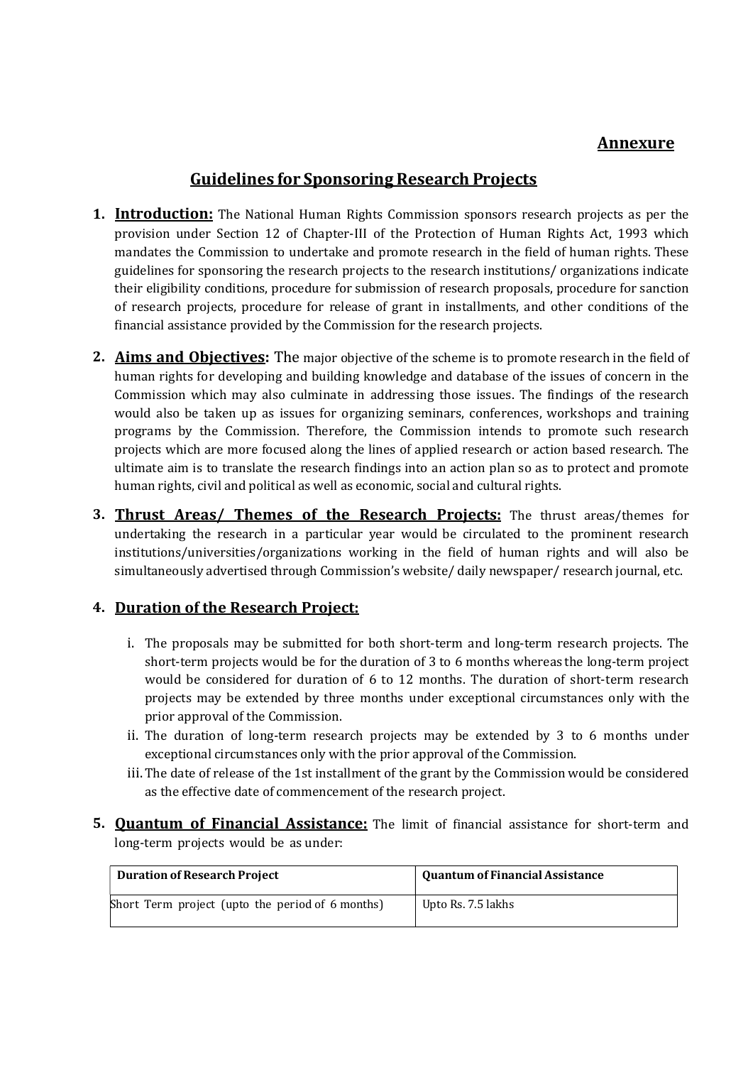**Annexure**

## Guidelines for Sponsoring Research Projects

1. **Introduction:** The National Human Rights Commission sponsors research projects as per the provision under Section 12 of Chapter-III of the Protection of Human Rights Act, 1993 which mandates the Commission to undertake and promote research in the field of human rights. These guidelines for sponsoring the research projects to the research institutions/ organizations indicate their eligibility conditions, procedure for submission of research proposals, procedure for sanction of research projects, procedure for release of grant in installments, and other conditions of the financial assistance provided by the Commission for the research projects.

2. **Aims and Objectives:** The major objective of the scheme is to promote research in the field of human rights for developing and building knowledge and database of the issues of concern in the Commission which may also culminate in addressing those issues. The findings of the research would also be taken up as issues for organizing seminars, conferences, workshops and training programs by the Commission. Therefore, the Commission intends to promote such research projects which are more focused along the lines of applied research or action based research. The ultimate aim is to translate the research findings into an action plan so as to protect and promote human rights, civil and political as well as economic, social and cultural rights.

3. **Thrust Areas/ Themes of the Research Projects:** The thrust areas/themes for undertaking the research in a particular year would be circulated to the prominent research institutions/universities/organizations working in the field of human rights and will also be simultaneously advertised through Commission's website/ daily newspaper/ research journal, etc.

4. **Duration of the Research Project:**

   i. The proposals may be submitted for both short-term and long-term research projects. The short-term projects would be for the duration of 3 to 6 months whereas the long-term project would be considered for duration of 6 to 12 months. The duration of short-term research projects may be extended by three months under exceptional circumstances only with the prior approval of the Commission.

   ii. The duration of long-term research projects may be extended by 3 to 6 months under exceptional circumstances only with the prior approval of the Commission.

   iii. The date of release of the 1st installment of the grant by the Commission would be considered as the effective date of commencement of the research project.

5. **Quantum of Financial Assistance:** The limit of financial assistance for short-term and long-term projects would be as under:

| Duration of Research Project | Quantum of Financial Assistance |
|---|---|
| Short Term project (upto the period of 6 months) | Upto Rs. 7.5 lakhs |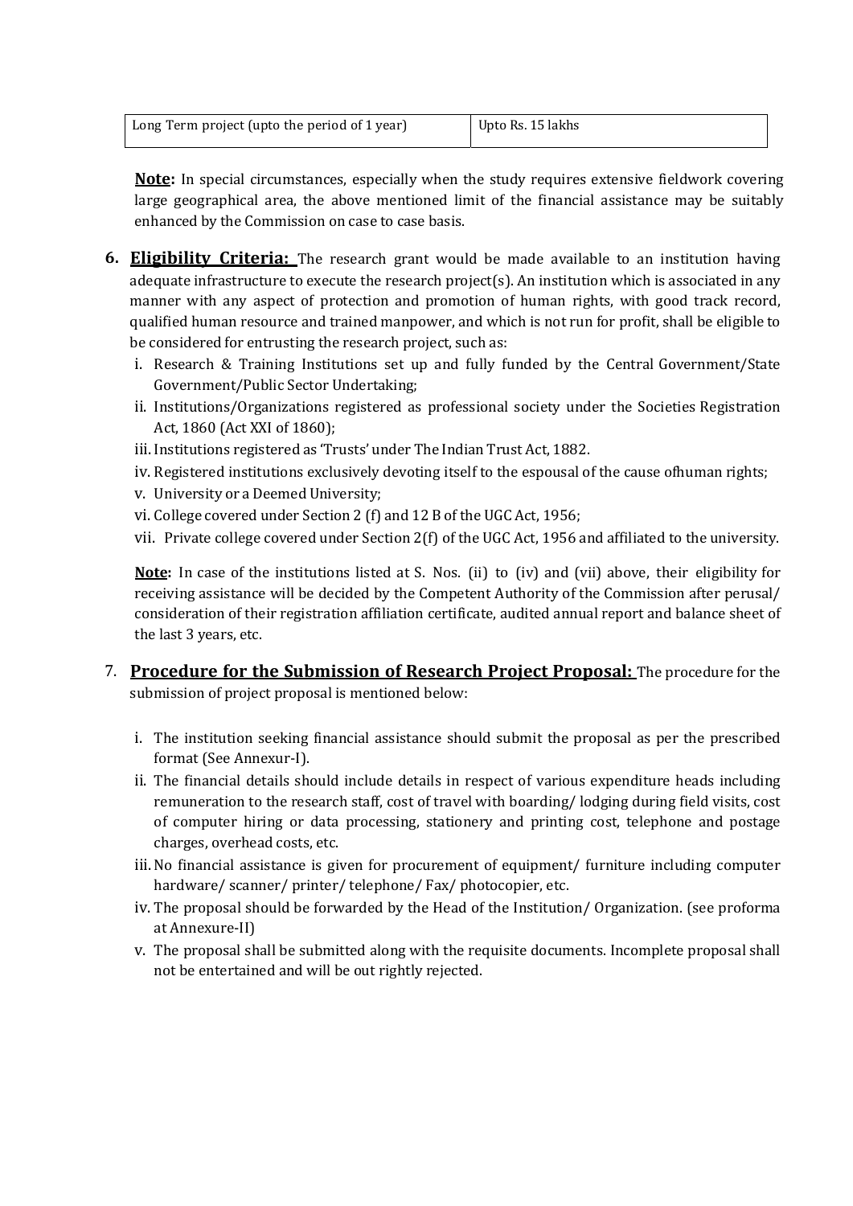| Long Term project (upto the period of 1 year) | Upto Rs. 15 lakhs |
|---|---|

**Note:** In special circumstances, especially when the study requires extensive fieldwork covering large geographical area, the above mentioned limit of the financial assistance may be suitably enhanced by the Commission on case to case basis.

6. **Eligibility Criteria:** The research grant would be made available to an institution having adequate infrastructure to execute the research project(s). An institution which is associated in any manner with any aspect of protection and promotion of human rights, with good track record, qualified human resource and trained manpower, and which is not run for profit, shall be eligible to be considered for entrusting the research project, such as:
   - i. Research & Training Institutions set up and fully funded by the Central Government/State Government/Public Sector Undertaking;
   - ii. Institutions/Organizations registered as professional society under the Societies Registration Act, 1860 (Act XXI of 1860);
   - iii. Institutions registered as 'Trusts' under The Indian Trust Act, 1882.
   - iv. Registered institutions exclusively devoting itself to the espousal of the cause ofhuman rights;
   - v. University or a Deemed University;
   - vi. College covered under Section 2 (f) and 12 B of the UGC Act, 1956;
   - vii. Private college covered under Section 2(f) of the UGC Act, 1956 and affiliated to the university.

   **Note:** In case of the institutions listed at S. Nos. (ii) to (iv) and (vii) above, their eligibility for receiving assistance will be decided by the Competent Authority of the Commission after perusal/ consideration of their registration affiliation certificate, audited annual report and balance sheet of the last 3 years, etc.

7. **Procedure for the Submission of Research Project Proposal:** The procedure for the submission of project proposal is mentioned below:
   - i. The institution seeking financial assistance should submit the proposal as per the prescribed format (See Annexur-I).
   - ii. The financial details should include details in respect of various expenditure heads including remuneration to the research staff, cost of travel with boarding/ lodging during field visits, cost of computer hiring or data processing, stationery and printing cost, telephone and postage charges, overhead costs, etc.
   - iii. No financial assistance is given for procurement of equipment/ furniture including computer hardware/ scanner/ printer/ telephone/ Fax/ photocopier, etc.
   - iv. The proposal should be forwarded by the Head of the Institution/ Organization. (see proforma at Annexure-II)
   - v. The proposal shall be submitted along with the requisite documents. Incomplete proposal shall not be entertained and will be out rightly rejected.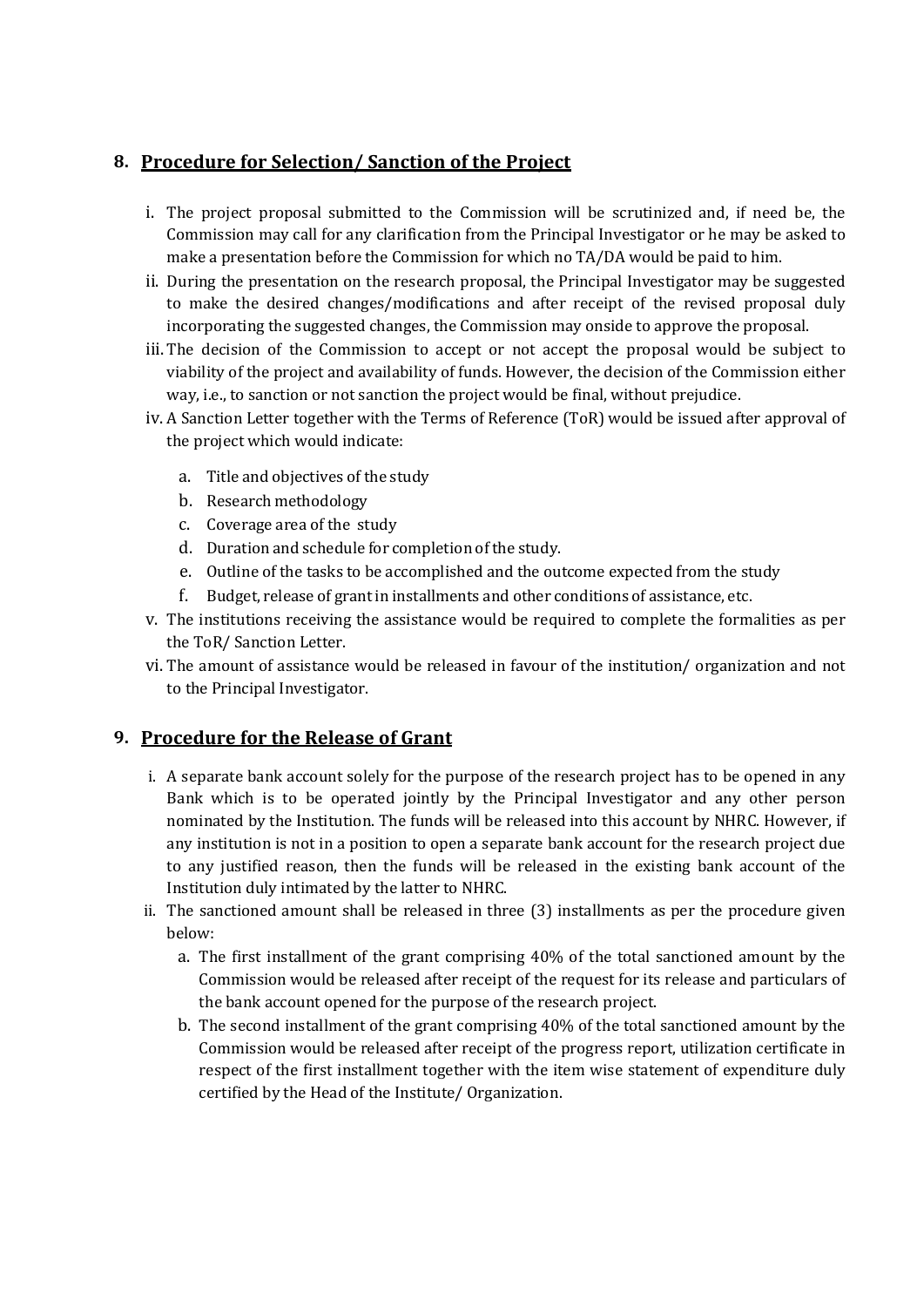## 8. Procedure for Selection/ Sanction of the Project

i. The project proposal submitted to the Commission will be scrutinized and, if need be, the Commission may call for any clarification from the Principal Investigator or he may be asked to make a presentation before the Commission for which no TA/DA would be paid to him.

ii. During the presentation on the research proposal, the Principal Investigator may be suggested to make the desired changes/modifications and after receipt of the revised proposal duly incorporating the suggested changes, the Commission may onside to approve the proposal.

iii. The decision of the Commission to accept or not accept the proposal would be subject to viability of the project and availability of funds. However, the decision of the Commission either way, i.e., to sanction or not sanction the project would be final, without prejudice.

iv. A Sanction Letter together with the Terms of Reference (ToR) would be issued after approval of the project which would indicate:

   a. Title and objectives of the study
   b. Research methodology
   c. Coverage area of the study
   d. Duration and schedule for completion of the study.
   e. Outline of the tasks to be accomplished and the outcome expected from the study
   f. Budget, release of grant in installments and other conditions of assistance, etc.

v. The institutions receiving the assistance would be required to complete the formalities as per the ToR/ Sanction Letter.

vi. The amount of assistance would be released in favour of the institution/ organization and not to the Principal Investigator.

## 9. Procedure for the Release of Grant

i. A separate bank account solely for the purpose of the research project has to be opened in any Bank which is to be operated jointly by the Principal Investigator and any other person nominated by the Institution. The funds will be released into this account by NHRC. However, if any institution is not in a position to open a separate bank account for the research project due to any justified reason, then the funds will be released in the existing bank account of the Institution duly intimated by the latter to NHRC.

ii. The sanctioned amount shall be released in three (3) installments as per the procedure given below:

   a. The first installment of the grant comprising 40% of the total sanctioned amount by the Commission would be released after receipt of the request for its release and particulars of the bank account opened for the purpose of the research project.
   b. The second installment of the grant comprising 40% of the total sanctioned amount by the Commission would be released after receipt of the progress report, utilization certificate in respect of the first installment together with the item wise statement of expenditure duly certified by the Head of the Institute/ Organization.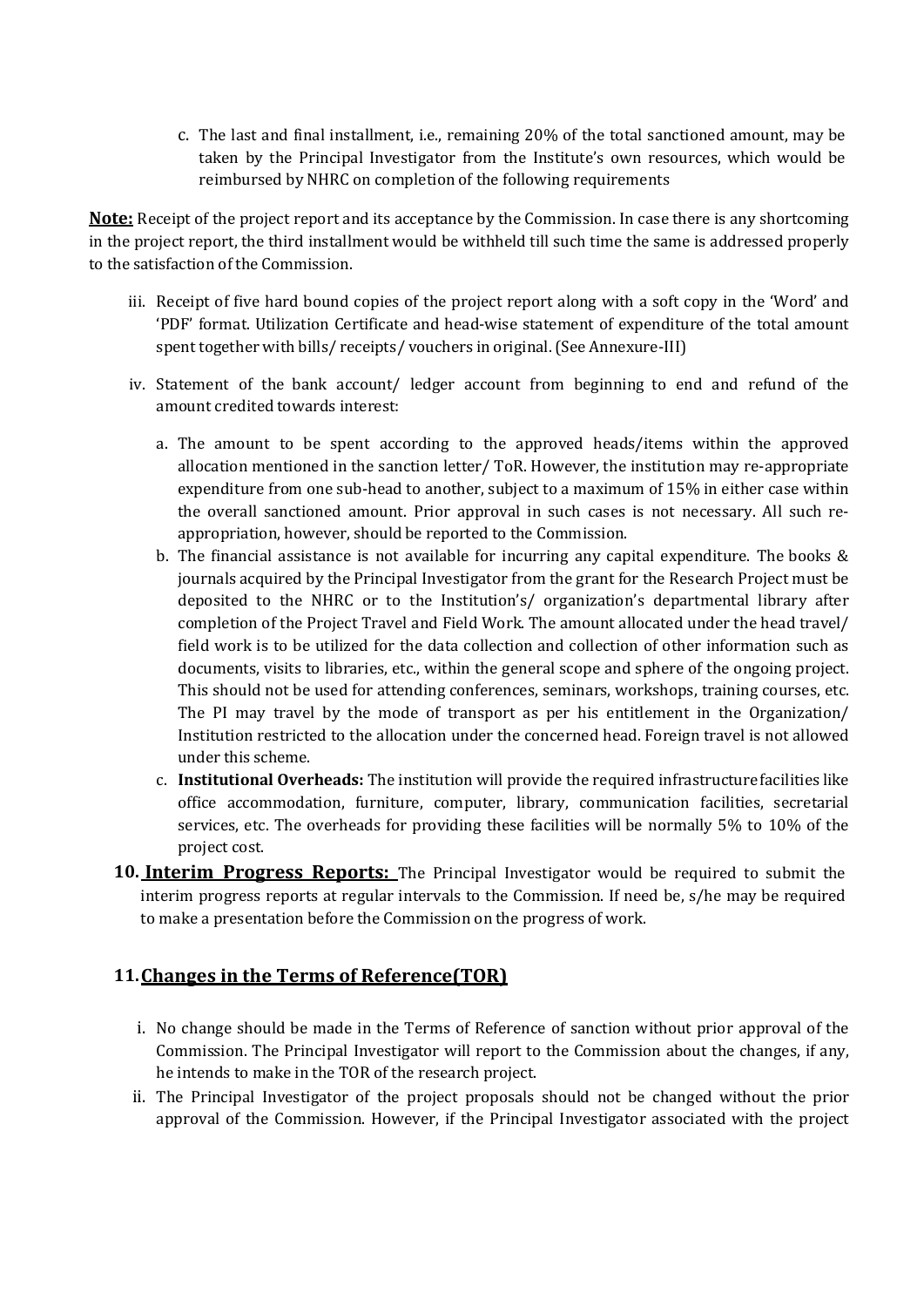c. The last and final installment, i.e., remaining 20% of the total sanctioned amount, may be taken by the Principal Investigator from the Institute's own resources, which would be reimbursed by NHRC on completion of the following requirements

**Note:** Receipt of the project report and its acceptance by the Commission. In case there is any shortcoming in the project report, the third installment would be withheld till such time the same is addressed properly to the satisfaction of the Commission.

iii. Receipt of five hard bound copies of the project report along with a soft copy in the 'Word' and 'PDF' format. Utilization Certificate and head-wise statement of expenditure of the total amount spent together with bills/ receipts/ vouchers in original. (See Annexure-III)

iv. Statement of the bank account/ ledger account from beginning to end and refund of the amount credited towards interest:

a. The amount to be spent according to the approved heads/items within the approved allocation mentioned in the sanction letter/ ToR. However, the institution may re-appropriate expenditure from one sub-head to another, subject to a maximum of 15% in either case within the overall sanctioned amount. Prior approval in such cases is not necessary. All such re-appropriation, however, should be reported to the Commission.

b. The financial assistance is not available for incurring any capital expenditure. The books & journals acquired by the Principal Investigator from the grant for the Research Project must be deposited to the NHRC or to the Institution's/ organization's departmental library after completion of the Project Travel and Field Work. The amount allocated under the head travel/ field work is to be utilized for the data collection and collection of other information such as documents, visits to libraries, etc., within the general scope and sphere of the ongoing project. This should not be used for attending conferences, seminars, workshops, training courses, etc. The PI may travel by the mode of transport as per his entitlement in the Organization/ Institution restricted to the allocation under the concerned head. Foreign travel is not allowed under this scheme.

c. **Institutional Overheads:** The institution will provide the required infrastructure facilities like office accommodation, furniture, computer, library, communication facilities, secretarial services, etc. The overheads for providing these facilities will be normally 5% to 10% of the project cost.

**10. Interim Progress Reports:** The Principal Investigator would be required to submit the interim progress reports at regular intervals to the Commission. If need be, s/he may be required to make a presentation before the Commission on the progress of work.

## 11. Changes in the Terms of Reference(TOR)

i. No change should be made in the Terms of Reference of sanction without prior approval of the Commission. The Principal Investigator will report to the Commission about the changes, if any, he intends to make in the TOR of the research project.

ii. The Principal Investigator of the project proposals should not be changed without the prior approval of the Commission. However, if the Principal Investigator associated with the project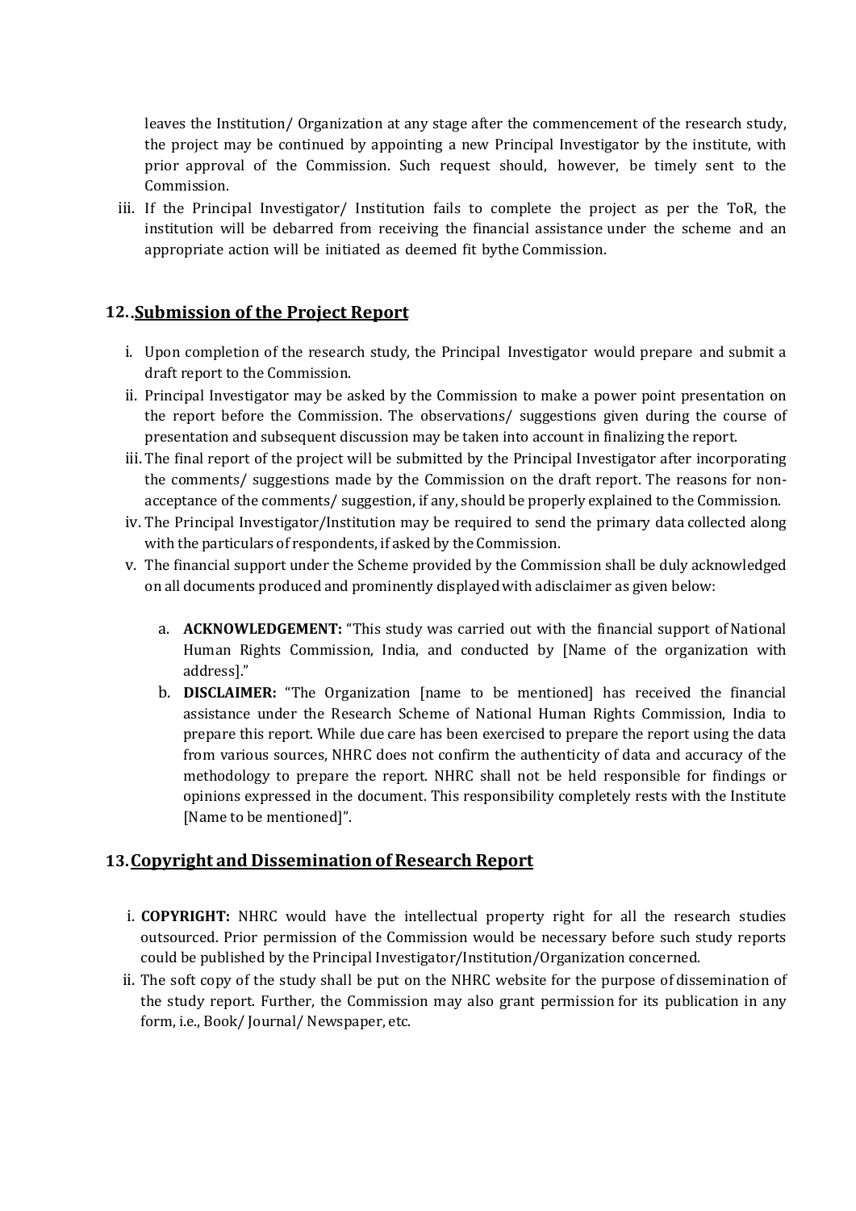leaves the Institution/ Organization at any stage after the commencement of the research study, the project may be continued by appointing a new Principal Investigator by the institute, with prior approval of the Commission. Such request should, however, be timely sent to the Commission.

iii. If the Principal Investigator/ Institution fails to complete the project as per the ToR, the institution will be debarred from receiving the financial assistance under the scheme and an appropriate action will be initiated as deemed fit bythe Commission.

## 12..Submission of the Project Report

i. Upon completion of the research study, the Principal Investigator would prepare and submit a draft report to the Commission.

ii. Principal Investigator may be asked by the Commission to make a power point presentation on the report before the Commission. The observations/ suggestions given during the course of presentation and subsequent discussion may be taken into account in finalizing the report.

iii. The final report of the project will be submitted by the Principal Investigator after incorporating the comments/ suggestions made by the Commission on the draft report. The reasons for non-acceptance of the comments/ suggestion, if any, should be properly explained to the Commission.

iv. The Principal Investigator/Institution may be required to send the primary data collected along with the particulars of respondents, if asked by the Commission.

v. The financial support under the Scheme provided by the Commission shall be duly acknowledged on all documents produced and prominently displayed with adisclaimer as given below:

   a. **ACKNOWLEDGEMENT:** "This study was carried out with the financial support of National Human Rights Commission, India, and conducted by [Name of the organization with address]."

   b. **DISCLAIMER:** "The Organization [name to be mentioned] has received the financial assistance under the Research Scheme of National Human Rights Commission, India to prepare this report. While due care has been exercised to prepare the report using the data from various sources, NHRC does not confirm the authenticity of data and accuracy of the methodology to prepare the report. NHRC shall not be held responsible for findings or opinions expressed in the document. This responsibility completely rests with the Institute [Name to be mentioned]".

## 13.Copyright and Dissemination of Research Report

i. **COPYRIGHT:** NHRC would have the intellectual property right for all the research studies outsourced. Prior permission of the Commission would be necessary before such study reports could be published by the Principal Investigator/Institution/Organization concerned.

ii. The soft copy of the study shall be put on the NHRC website for the purpose of dissemination of the study report. Further, the Commission may also grant permission for its publication in any form, i.e., Book/ Journal/ Newspaper, etc.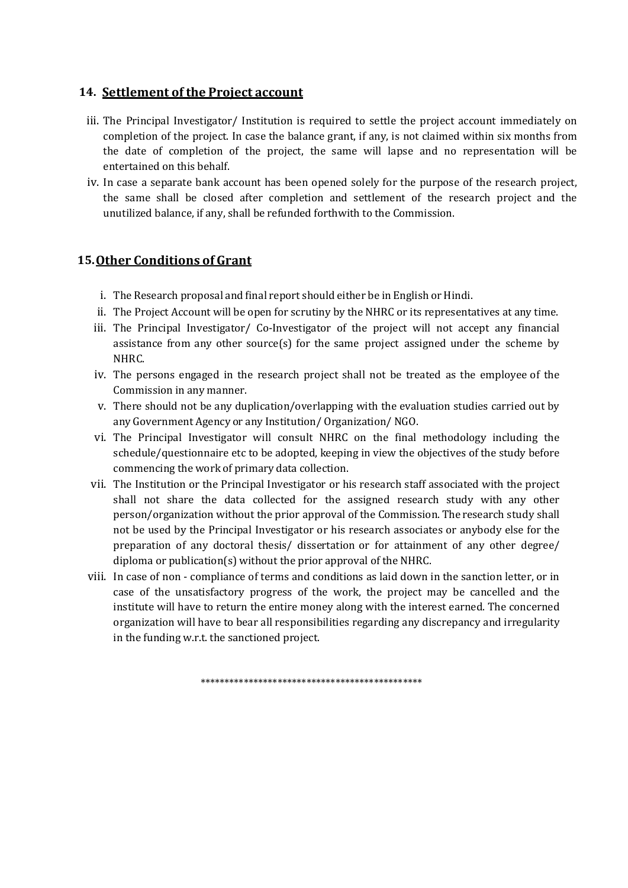## 14. Settlement of the Project account

iii. The Principal Investigator/ Institution is required to settle the project account immediately on completion of the project. In case the balance grant, if any, is not claimed within six months from the date of completion of the project, the same will lapse and no representation will be entertained on this behalf.

iv. In case a separate bank account has been opened solely for the purpose of the research project, the same shall be closed after completion and settlement of the research project and the unutilized balance, if any, shall be refunded forthwith to the Commission.

## 15. Other Conditions of Grant

i. The Research proposal and final report should either be in English or Hindi.

ii. The Project Account will be open for scrutiny by the NHRC or its representatives at any time.

iii. The Principal Investigator/ Co-Investigator of the project will not accept any financial assistance from any other source(s) for the same project assigned under the scheme by NHRC.

iv. The persons engaged in the research project shall not be treated as the employee of the Commission in any manner.

v. There should not be any duplication/overlapping with the evaluation studies carried out by any Government Agency or any Institution/ Organization/ NGO.

vi. The Principal Investigator will consult NHRC on the final methodology including the schedule/questionnaire etc to be adopted, keeping in view the objectives of the study before commencing the work of primary data collection.

vii. The Institution or the Principal Investigator or his research staff associated with the project shall not share the data collected for the assigned research study with any other person/organization without the prior approval of the Commission. The research study shall not be used by the Principal Investigator or his research associates or anybody else for the preparation of any doctoral thesis/ dissertation or for attainment of any other degree/ diploma or publication(s) without the prior approval of the NHRC.

viii. In case of non - compliance of terms and conditions as laid down in the sanction letter, or in case of the unsatisfactory progress of the work, the project may be cancelled and the institute will have to return the entire money along with the interest earned. The concerned organization will have to bear all responsibilities regarding any discrepancy and irregularity in the funding w.r.t. the sanctioned project.

\*\*\*\*\*\*\*\*\*\*\*\*\*\*\*\*\*\*\*\*\*\*\*\*\*\*\*\*\*\*\*\*\*\*\*\*\*\*\*\*\*\*\*\*\*\*\*\*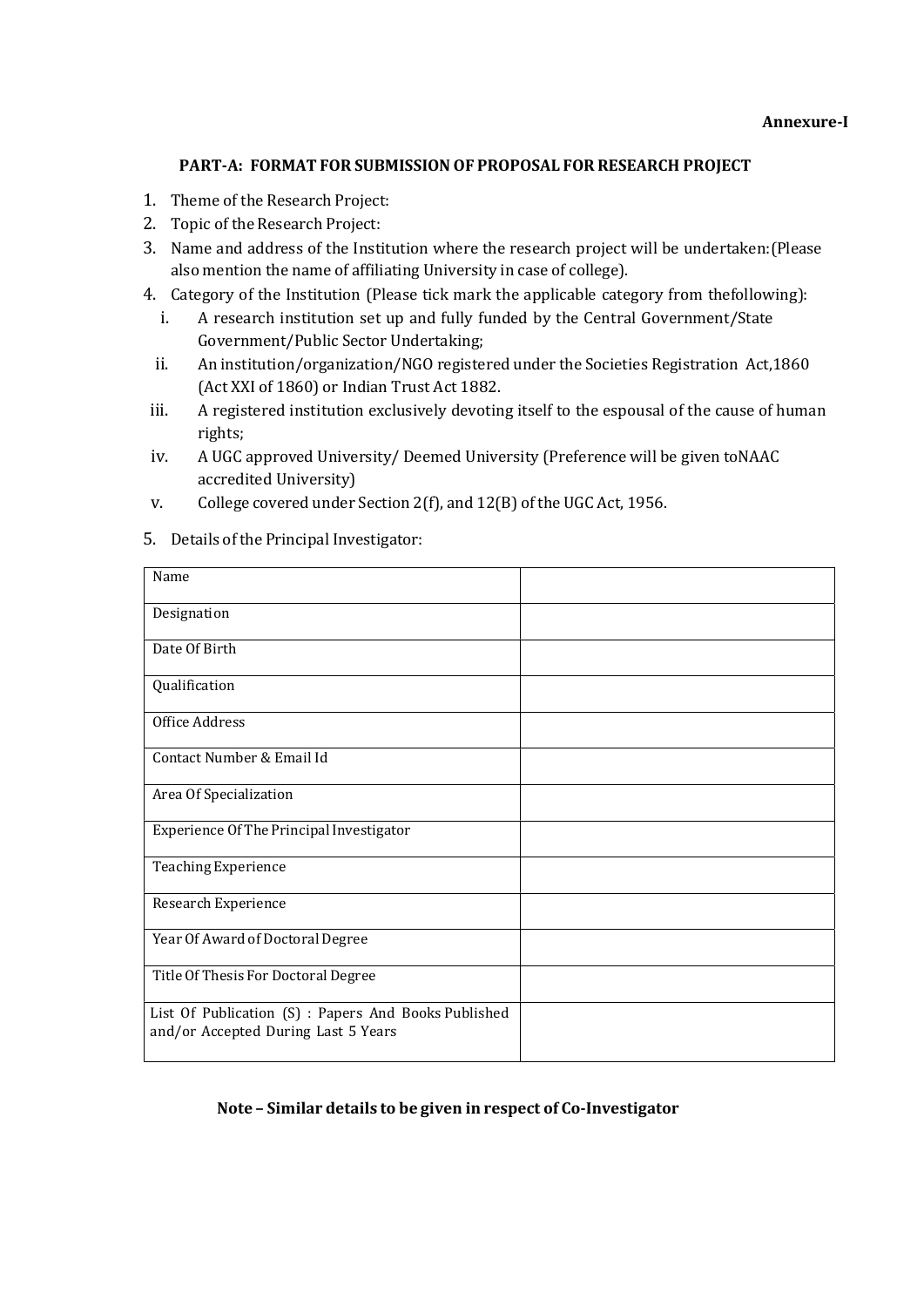**Annexure-I**

## PART-A: FORMAT FOR SUBMISSION OF PROPOSAL FOR RESEARCH PROJECT

1. Theme of the Research Project:
2. Topic of the Research Project:
3. Name and address of the Institution where the research project will be undertaken:(Please also mention the name of affiliating University in case of college).
4. Category of the Institution (Please tick mark the applicable category from thefollowing):
   i. A research institution set up and fully funded by the Central Government/State Government/Public Sector Undertaking;
   ii. An institution/organization/NGO registered under the Societies Registration Act,1860 (Act XXI of 1860) or Indian Trust Act 1882.
   iii. A registered institution exclusively devoting itself to the espousal of the cause of human rights;
   iv. A UGC approved University/ Deemed University (Preference will be given toNAAC accredited University)
   v. College covered under Section 2(f), and 12(B) of the UGC Act, 1956.
5. Details of the Principal Investigator:

| Name | |
|---|---|
| Designation | |
| Date Of Birth | |
| Qualification | |
| Office Address | |
| Contact Number & Email Id | |
| Area Of Specialization | |
| Experience Of The Principal Investigator | |
| Teaching Experience | |
| Research Experience | |
| Year Of Award of Doctoral Degree | |
| Title Of Thesis For Doctoral Degree | |
| List Of Publication (S) : Papers And Books Published and/or Accepted During Last 5 Years | |

**Note – Similar details to be given in respect of Co-Investigator**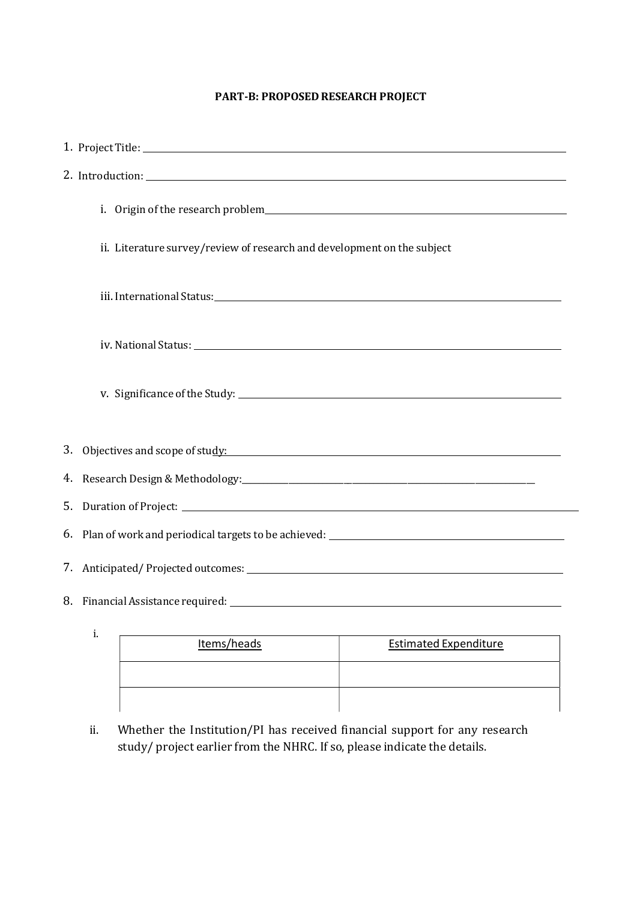**PART-B: PROPOSED RESEARCH PROJECT**

1. Project Title: \_\_\_\_\_\_\_\_\_\_\_\_\_\_\_\_\_\_\_\_\_\_\_\_\_\_\_\_\_\_\_\_\_\_\_\_\_\_\_\_

2. Introduction: \_\_\_\_\_\_\_\_\_\_\_\_\_\_\_\_\_\_\_\_\_\_\_\_\_\_\_\_\_\_\_\_\_\_\_\_\_\_\_\_

   i. Origin of the research problem\_\_\_\_\_\_\_\_\_\_\_\_\_\_\_\_\_\_\_\_\_\_\_\_\_\_\_\_\_\_\_\_

   ii. Literature survey/review of research and development on the subject

   iii. International Status:\_\_\_\_\_\_\_\_\_\_\_\_\_\_\_\_\_\_\_\_\_\_\_\_\_\_\_\_\_\_\_\_\_\_\_\_

   iv. National Status: \_\_\_\_\_\_\_\_\_\_\_\_\_\_\_\_\_\_\_\_\_\_\_\_\_\_\_\_\_\_\_\_\_\_\_\_

   v. Significance of the Study: \_\_\_\_\_\_\_\_\_\_\_\_\_\_\_\_\_\_\_\_\_\_\_\_\_\_\_\_\_\_\_\_

3. Objectives and scope of study:\_\_\_\_\_\_\_\_\_\_\_\_\_\_\_\_\_\_\_\_\_\_\_\_\_\_\_\_\_\_\_\_\_\_\_\_

4. Research Design & Methodology:\_\_\_\_\_\_\_\_\_\_\_\_\_\_\_\_\_\_\_\_\_\_\_\_\_\_\_\_\_\_\_\_\_\_

5. Duration of Project: \_\_\_\_\_\_\_\_\_\_\_\_\_\_\_\_\_\_\_\_\_\_\_\_\_\_\_\_\_\_\_\_\_\_\_\_\_\_\_\_

6. Plan of work and periodical targets to be achieved: \_\_\_\_\_\_\_\_\_\_\_\_\_\_\_\_\_\_\_\_\_\_\_\_

7. Anticipated/ Projected outcomes: \_\_\_\_\_\_\_\_\_\_\_\_\_\_\_\_\_\_\_\_\_\_\_\_\_\_\_\_\_\_\_\_

8. Financial Assistance required: \_\_\_\_\_\_\_\_\_\_\_\_\_\_\_\_\_\_\_\_\_\_\_\_\_\_\_\_\_\_\_\_

   i.

   | Items/heads | Estimated Expenditure |
   |---|---|
   | | |
   | | |

   ii. Whether the Institution/PI has received financial support for any research study/ project earlier from the NHRC. If so, please indicate the details.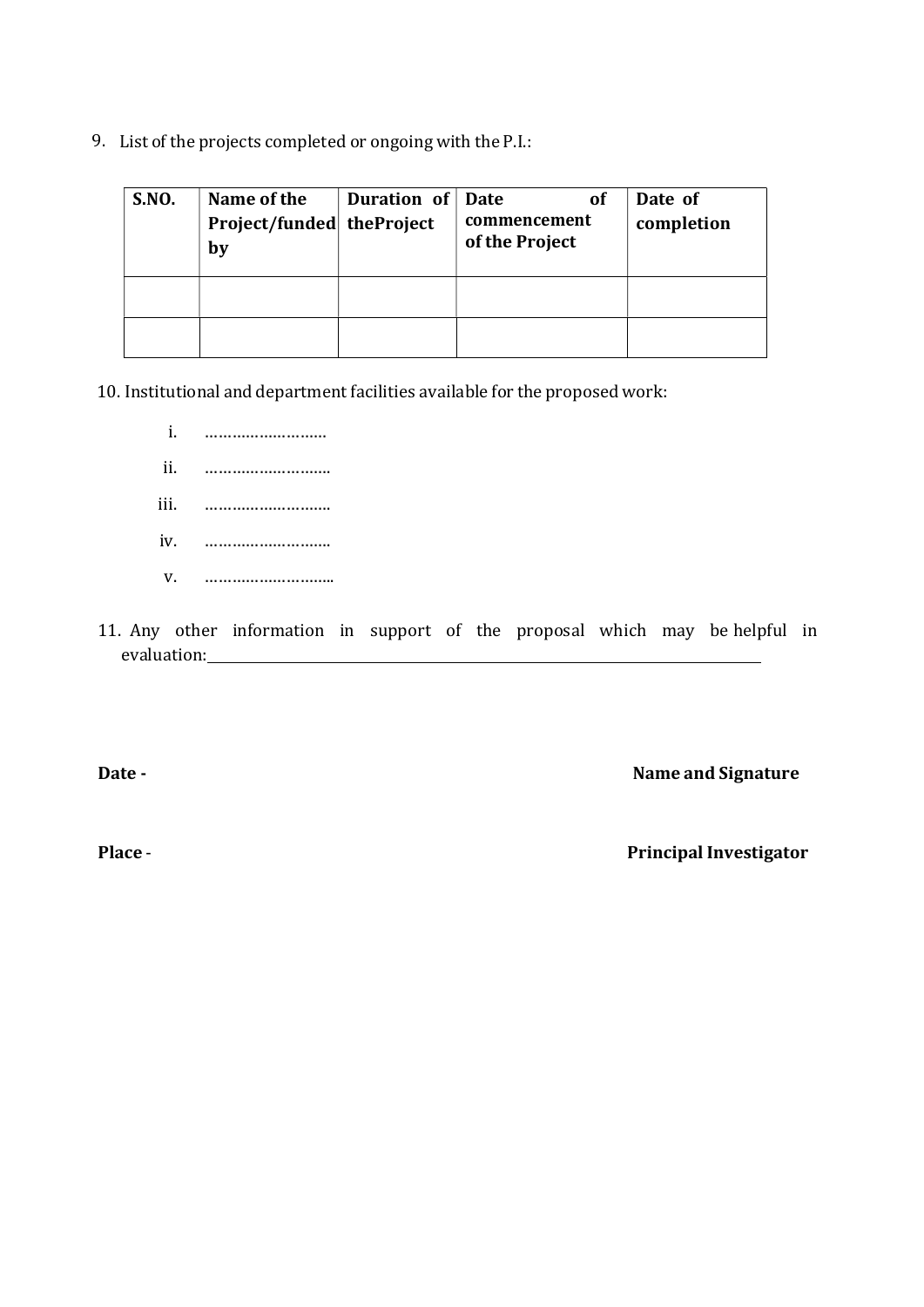9. List of the projects completed or ongoing with the P.I.:

| S.NO. | Name of the Project/funded by | Duration of theProject | Date of commencement of the Project | Date of completion |
|---|---|---|---|---|
| | | | | |
| | | | | |

10. Institutional and department facilities available for the proposed work:

    i. ………………………
    ii. ……………………….
    iii. ……………………….
    iv. ……………………….
    v. ………………………..

11. Any other information in support of the proposal which may be helpful in evaluation:\_\_\_\_\_\_\_\_\_\_\_\_\_\_\_\_\_\_\_\_\_\_\_\_\_\_\_\_\_\_\_\_\_\_\_\_\_\_\_\_\_\_\_\_\_\_\_\_\_\_\_\_\_\_\_\_\_\_\_\_

**Date -** **Name and Signature**

**Place** - **Principal Investigator**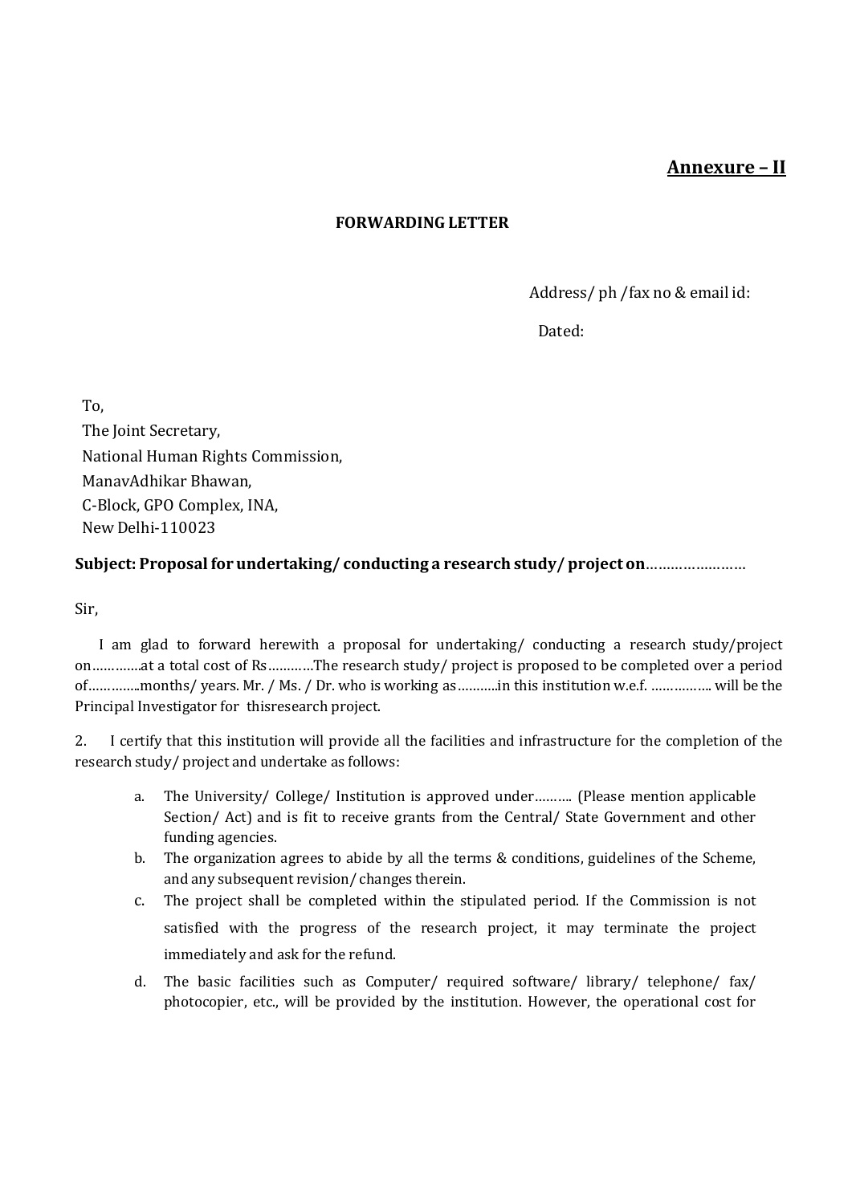**Annexure – II**

**FORWARDING LETTER**

Address/ ph /fax no & email id:

Dated:

To,
The Joint Secretary,
National Human Rights Commission,
ManavAdhikar Bhawan,
C-Block, GPO Complex, INA,
New Delhi-110023

**Subject: Proposal for undertaking/ conducting a research study/ project on**……………………

Sir,

I am glad to forward herewith a proposal for undertaking/ conducting a research study/project on………….at a total cost of Rs…………The research study/ project is proposed to be completed over a period of…………..months/ years. Mr. / Ms. / Dr. who is working as………..in this institution w.e.f. …………….. will be the Principal Investigator for thisresearch project.

2. I certify that this institution will provide all the facilities and infrastructure for the completion of the research study/ project and undertake as follows:

a. The University/ College/ Institution is approved under………. (Please mention applicable Section/ Act) and is fit to receive grants from the Central/ State Government and other funding agencies.
b. The organization agrees to abide by all the terms & conditions, guidelines of the Scheme, and any subsequent revision/ changes therein.
c. The project shall be completed within the stipulated period. If the Commission is not satisfied with the progress of the research project, it may terminate the project immediately and ask for the refund.
d. The basic facilities such as Computer/ required software/ library/ telephone/ fax/ photocopier, etc., will be provided by the institution. However, the operational cost for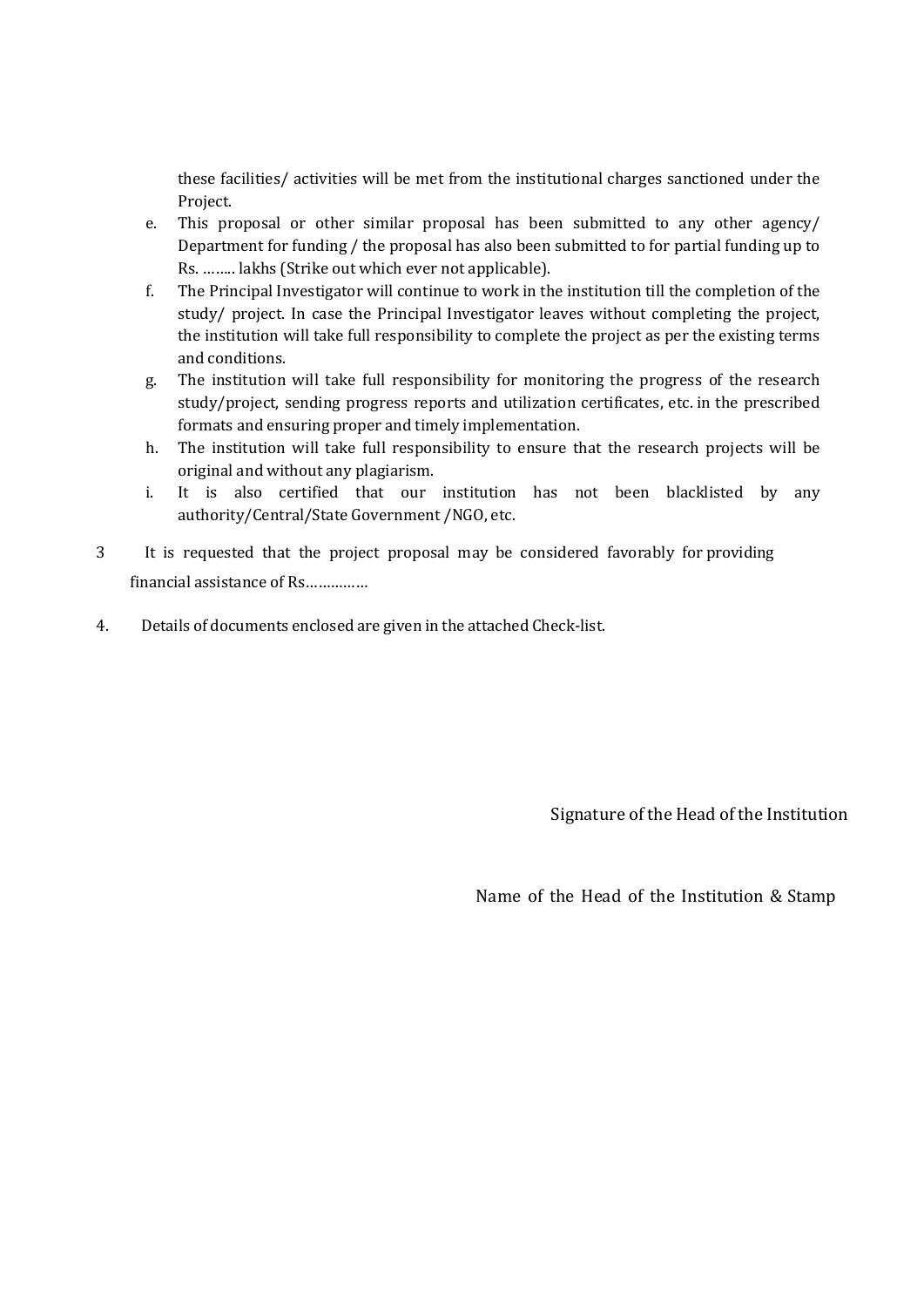these facilities/ activities will be met from the institutional charges sanctioned under the Project.

e. This proposal or other similar proposal has been submitted to any other agency/ Department for funding / the proposal has also been submitted to for partial funding up to Rs. …….. lakhs (Strike out which ever not applicable).
f. The Principal Investigator will continue to work in the institution till the completion of the study/ project. In case the Principal Investigator leaves without completing the project, the institution will take full responsibility to complete the project as per the existing terms and conditions.
g. The institution will take full responsibility for monitoring the progress of the research study/project, sending progress reports and utilization certificates, etc. in the prescribed formats and ensuring proper and timely implementation.
h. The institution will take full responsibility to ensure that the research projects will be original and without any plagiarism.
i. It is also certified that our institution has not been blacklisted by any authority/Central/State Government /NGO, etc.

3 It is requested that the project proposal may be considered favorably for providing financial assistance of Rs……………

4. Details of documents enclosed are given in the attached Check-list.

Signature of the Head of the Institution

Name of the Head of the Institution & Stamp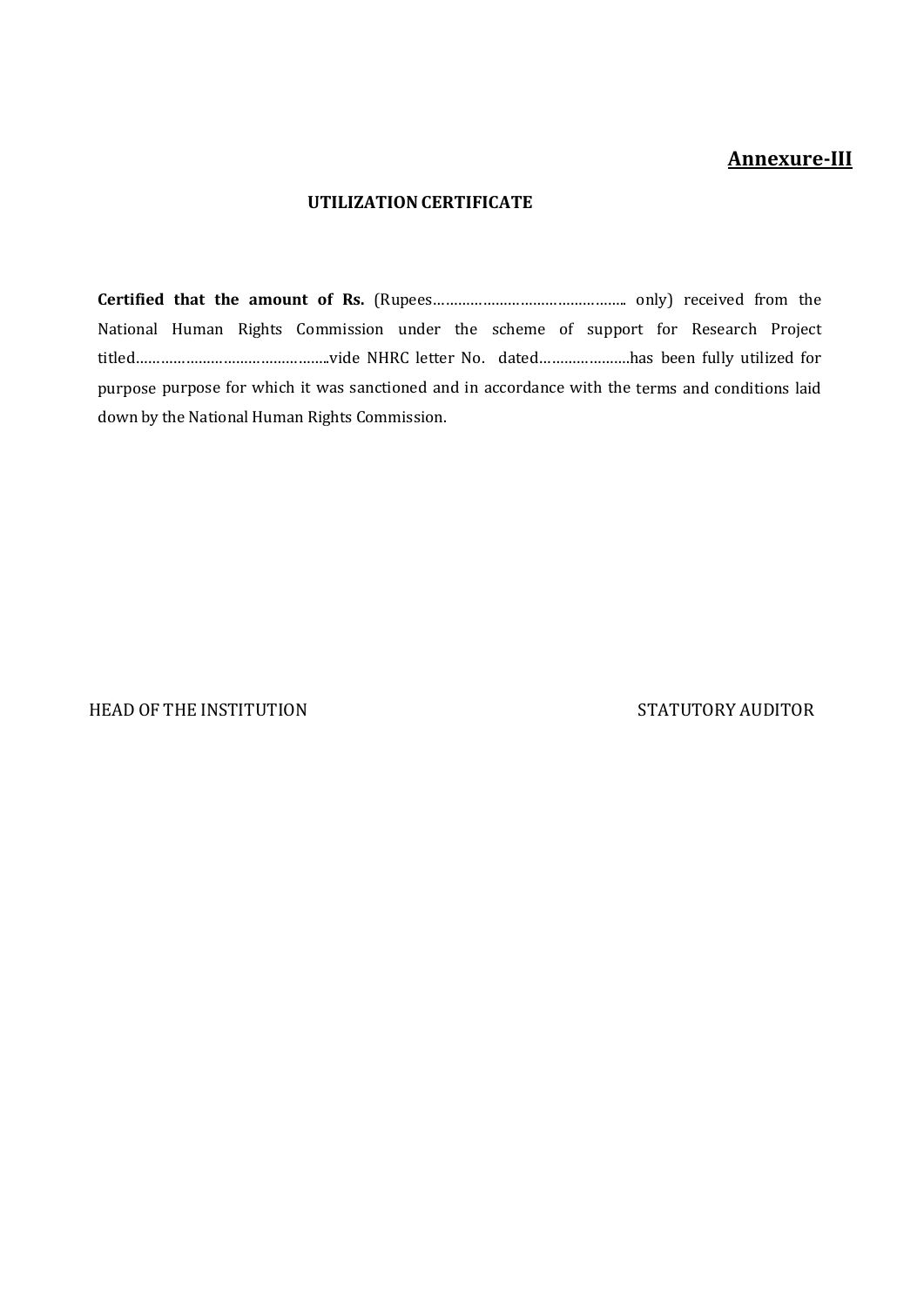**<u>Annexure-III</u>**

**UTILIZATION CERTIFICATE**

**Certified that the amount of Rs.** (Rupees………………………………………. only) received from the National Human Rights Commission under the scheme of support for Research Project titled………………………………………vide NHRC letter No. dated…………………has been fully utilized for purpose purpose for which it was sanctioned and in accordance with the terms and conditions laid down by the National Human Rights Commission.

HEAD OF THE INSTITUTION

STATUTORY AUDITOR